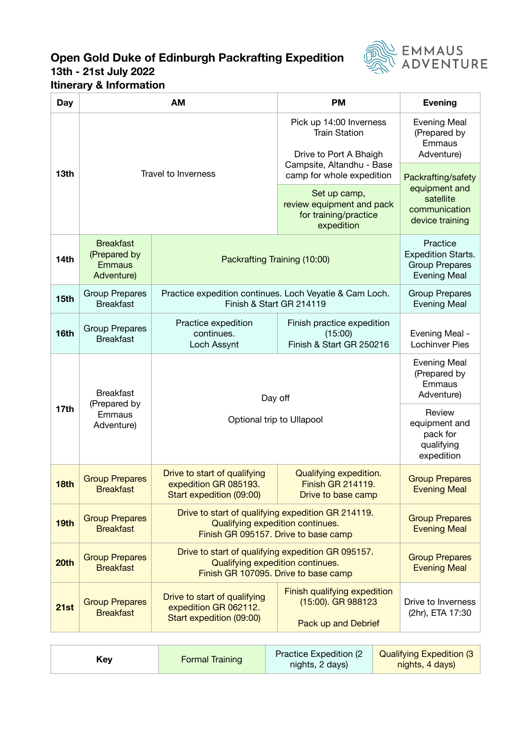# Open Gold Duke of Edinburgh Packrafting Expedition
## 13th - 21st July 2022
## Itinerary & Information

EMMAUS ADVENTURE

| Day | AM | | PM | Evening |
|---|---|---|---|---|
| 13th | Travel to Inverness | | Pick up 14:00 Inverness Train Station<br><br>Drive to Port A Bhaigh Campsite, Altandhu - Base camp for whole expedition | Evening Meal (Prepared by Emmaus Adventure) |
| | | | Set up camp, review equipment and pack for training/practice expedition | Packrafting/safety equipment and satellite communication device training |
| 14th | Breakfast (Prepared by Emmaus Adventure) | Packrafting Training (10:00) | | Practice Expedition Starts. Group Prepares Evening Meal |
| 15th | Group Prepares Breakfast | Practice expedition continues. Loch Veyatie & Cam Loch. Finish & Start GR 214119 | | Group Prepares Evening Meal |
| 16th | Group Prepares Breakfast | Practice expedition continues. Loch Assynt | Finish practice expedition (15:00) Finish & Start GR 250216 | Evening Meal - Lochinver Pies |
| 17th | Breakfast (Prepared by Emmaus Adventure) | Day off<br><br>Optional trip to Ullapool | | Evening Meal (Prepared by Emmaus Adventure) |
| | | | | Review equipment and pack for qualifying expedition |
| 18th | Group Prepares Breakfast | Drive to start of qualifying expedition GR 085193. Start expedition (09:00) | Qualifying expedition. Finish GR 214119. Drive to base camp | Group Prepares Evening Meal |
| 19th | Group Prepares Breakfast | Drive to start of qualifying expedition GR 214119. Qualifying expedition continues. Finish GR 095157. Drive to base camp | | Group Prepares Evening Meal |
| 20th | Group Prepares Breakfast | Drive to start of qualifying expedition GR 095157. Qualifying expedition continues. Finish GR 107095. Drive to base camp | | Group Prepares Evening Meal |
| 21st | Group Prepares Breakfast | Drive to start of qualifying expedition GR 062112. Start expedition (09:00) | Finish qualifying expedition (15:00). GR 988123<br><br>Pack up and Debrief | Drive to Inverness (2hr), ETA 17:30 |

| Key | Formal Training | Practice Expedition (2 nights, 2 days) | Qualifying Expedition (3 nights, 4 days) |
|---|---|---|---|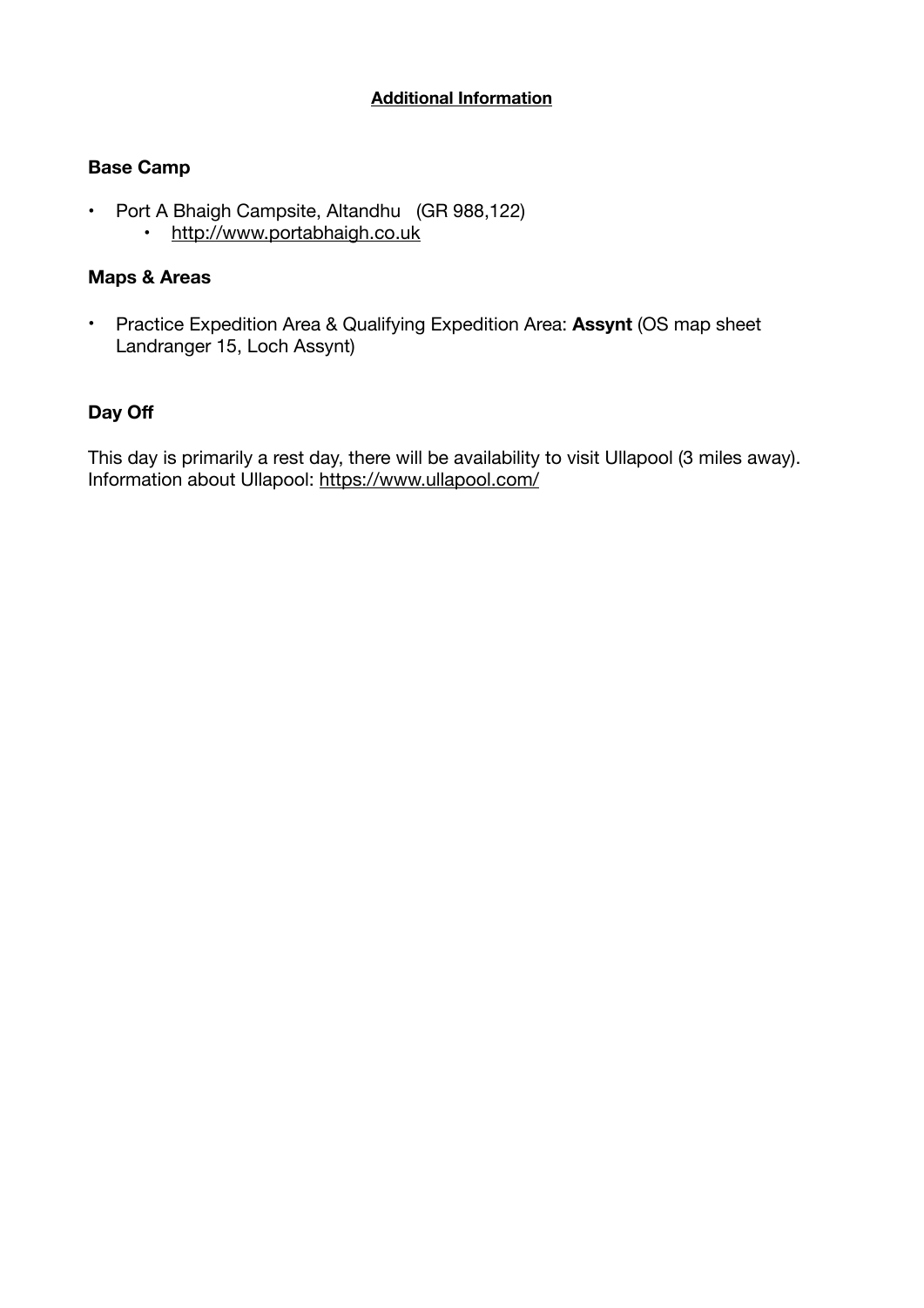**Additional Information**

## Base Camp

- Port A Bhaigh Campsite, Altandhu (GR 988,122)
  - http://www.portabhaigh.co.uk

## Maps & Areas

- Practice Expedition Area & Qualifying Expedition Area: **Assynt** (OS map sheet Landranger 15, Loch Assynt)

## Day Off

This day is primarily a rest day, there will be availability to visit Ullapool (3 miles away). Information about Ullapool: https://www.ullapool.com/